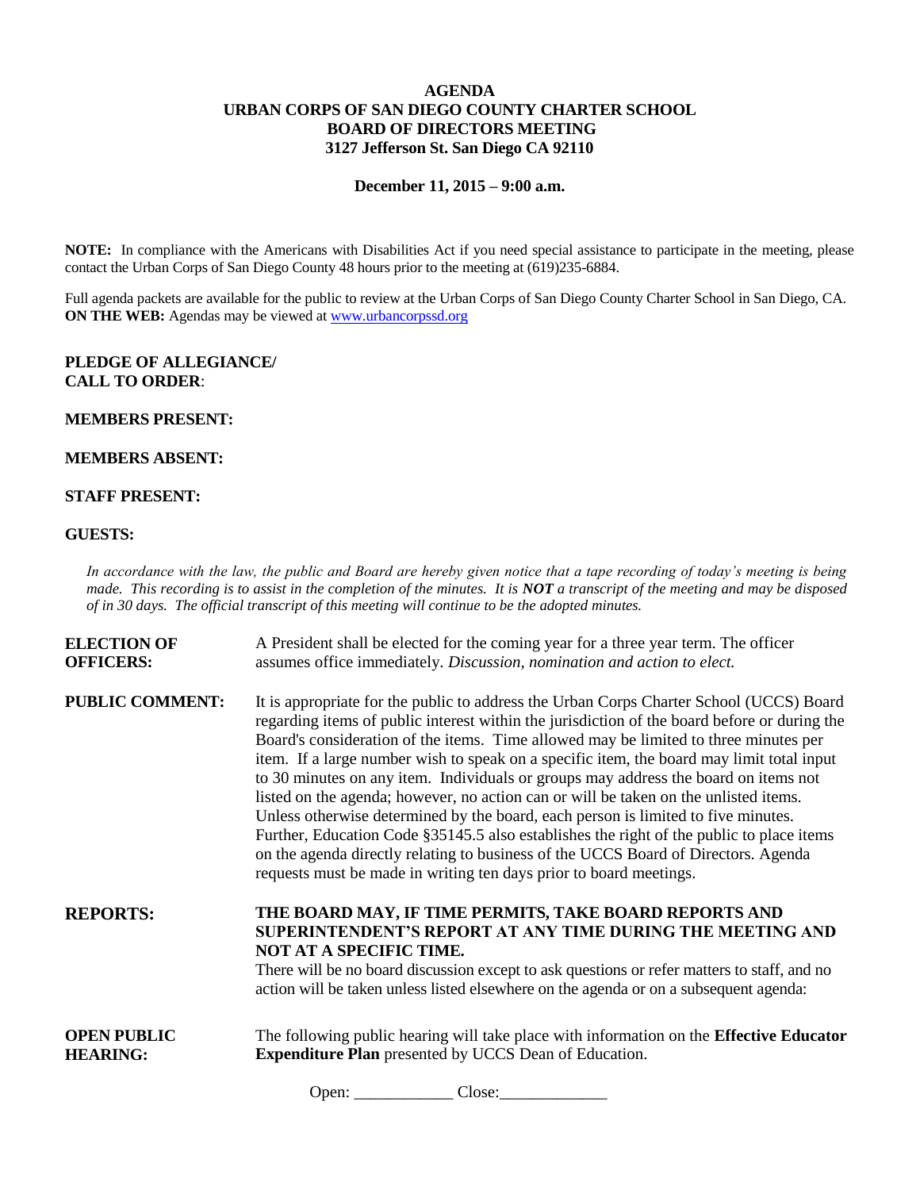# AGENDA
## URBAN CORPS OF SAN DIEGO COUNTY CHARTER SCHOOL
## BOARD OF DIRECTORS MEETING
## 3127 Jefferson St. San Diego CA 92110

**December 11, 2015 – 9:00 a.m.**

**NOTE:** In compliance with the Americans with Disabilities Act if you need special assistance to participate in the meeting, please contact the Urban Corps of San Diego County 48 hours prior to the meeting at (619)235-6884.

Full agenda packets are available for the public to review at the Urban Corps of San Diego County Charter School in San Diego, CA.
**ON THE WEB:** Agendas may be viewed at www.urbancorpssd.org

**PLEDGE OF ALLEGIANCE/**
**CALL TO ORDER**:

**MEMBERS PRESENT:**

**MEMBERS ABSENT:**

**STAFF PRESENT:**

**GUESTS:**

*In accordance with the law, the public and Board are hereby given notice that a tape recording of today's meeting is being made. This recording is to assist in the completion of the minutes. It is **NOT** a transcript of the meeting and may be disposed of in 30 days. The official transcript of this meeting will continue to be the adopted minutes.*

**ELECTION OF OFFICERS:** A President shall be elected for the coming year for a three year term. The officer assumes office immediately. *Discussion, nomination and action to elect.*

**PUBLIC COMMENT:** It is appropriate for the public to address the Urban Corps Charter School (UCCS) Board regarding items of public interest within the jurisdiction of the board before or during the Board's consideration of the items. Time allowed may be limited to three minutes per item. If a large number wish to speak on a specific item, the board may limit total input to 30 minutes on any item. Individuals or groups may address the board on items not listed on the agenda; however, no action can or will be taken on the unlisted items. Unless otherwise determined by the board, each person is limited to five minutes. Further, Education Code §35145.5 also establishes the right of the public to place items on the agenda directly relating to business of the UCCS Board of Directors. Agenda requests must be made in writing ten days prior to board meetings.

**REPORTS:** **THE BOARD MAY, IF TIME PERMITS, TAKE BOARD REPORTS AND SUPERINTENDENT'S REPORT AT ANY TIME DURING THE MEETING AND NOT AT A SPECIFIC TIME.**
There will be no board discussion except to ask questions or refer matters to staff, and no action will be taken unless listed elsewhere on the agenda or on a subsequent agenda:

**OPEN PUBLIC HEARING:** The following public hearing will take place with information on the **Effective Educator Expenditure Plan** presented by UCCS Dean of Education.

Open: ____________ Close:_____________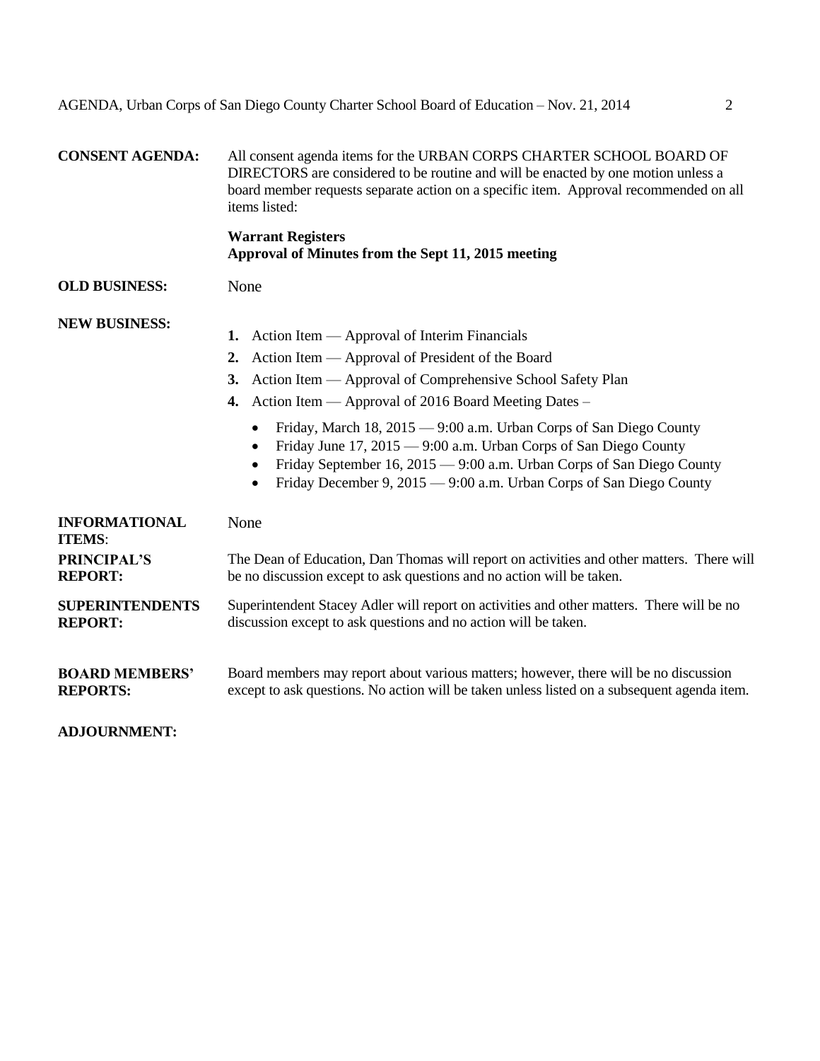**CONSENT AGENDA:** All consent agenda items for the URBAN CORPS CHARTER SCHOOL BOARD OF DIRECTORS are considered to be routine and will be enacted by one motion unless a board member requests separate action on a specific item. Approval recommended on all items listed:

**Warrant Registers**
**Approval of Minutes from the Sept 11, 2015 meeting**

**OLD BUSINESS:** None

**NEW BUSINESS:**

1. Action Item — Approval of Interim Financials
2. Action Item — Approval of President of the Board
3. Action Item — Approval of Comprehensive School Safety Plan
4. Action Item — Approval of 2016 Board Meeting Dates –
   - Friday, March 18, 2015 — 9:00 a.m. Urban Corps of San Diego County
   - Friday June 17, 2015 — 9:00 a.m. Urban Corps of San Diego County
   - Friday September 16, 2015 — 9:00 a.m. Urban Corps of San Diego County
   - Friday December 9, 2015 — 9:00 a.m. Urban Corps of San Diego County

**INFORMATIONAL ITEMS:** None

**PRINCIPAL'S REPORT:** The Dean of Education, Dan Thomas will report on activities and other matters. There will be no discussion except to ask questions and no action will be taken.

**SUPERINTENDENTS REPORT:** Superintendent Stacey Adler will report on activities and other matters. There will be no discussion except to ask questions and no action will be taken.

**BOARD MEMBERS' REPORTS:** Board members may report about various matters; however, there will be no discussion except to ask questions. No action will be taken unless listed on a subsequent agenda item.

**ADJOURNMENT:**